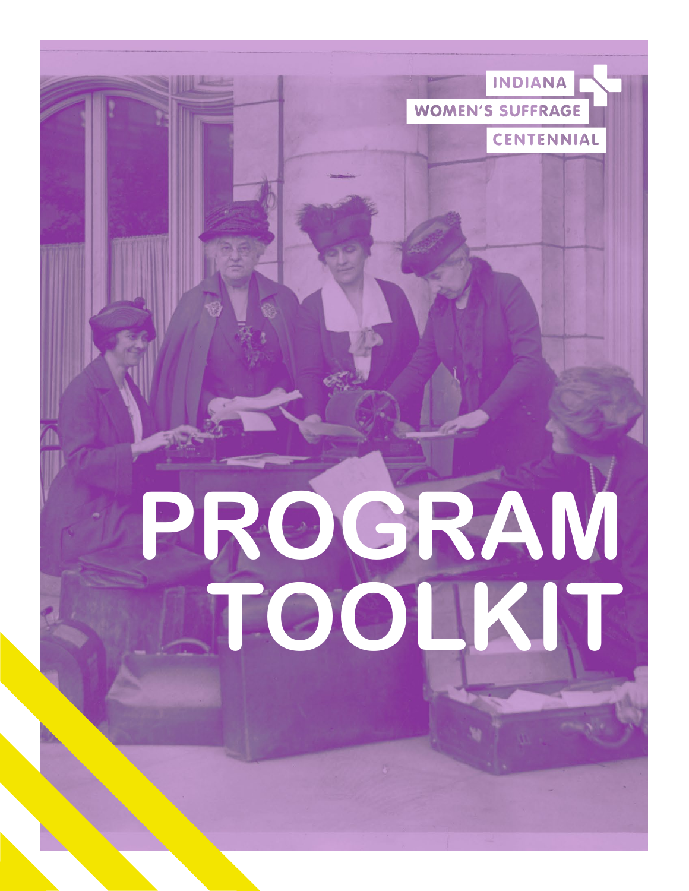INDIANA WOMEN'S SUFFRAGE CENTENNIAL

# PROGRAM TOOLKIT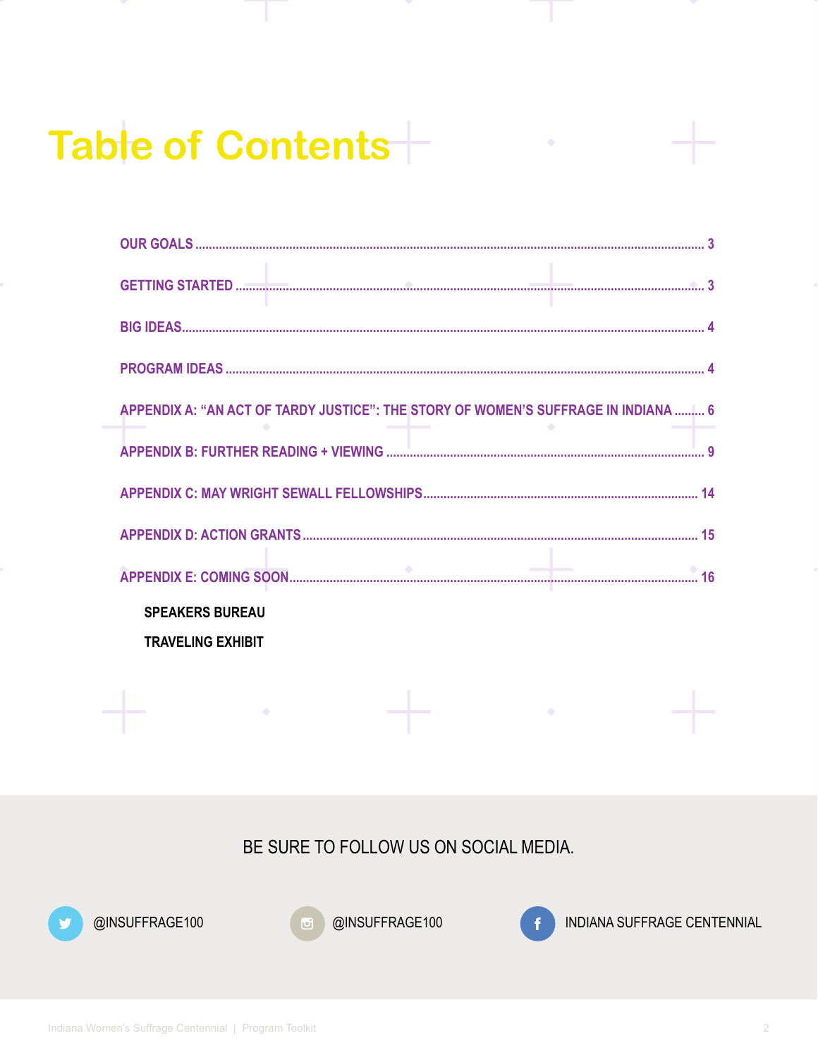# Table of Contents

| | |
|---|---|
| OUR GOALS | 3 |
| GETTING STARTED | 3 |
| BIG IDEAS | 4 |
| PROGRAM IDEAS | 4 |
| APPENDIX A: "AN ACT OF TARDY JUSTICE": THE STORY OF WOMEN'S SUFFRAGE IN INDIANA | 6 |
| APPENDIX B: FURTHER READING + VIEWING | 9 |
| APPENDIX C: MAY WRIGHT SEWALL FELLOWSHIPS | 14 |
| APPENDIX D: ACTION GRANTS | 15 |
| APPENDIX E: COMING SOON | 16 |

- SPEAKERS BUREAU
- TRAVELING EXHIBIT

BE SURE TO FOLLOW US ON SOCIAL MEDIA.

@INSUFFRAGE100

@INSUFFRAGE100

INDIANA SUFFRAGE CENTENNIAL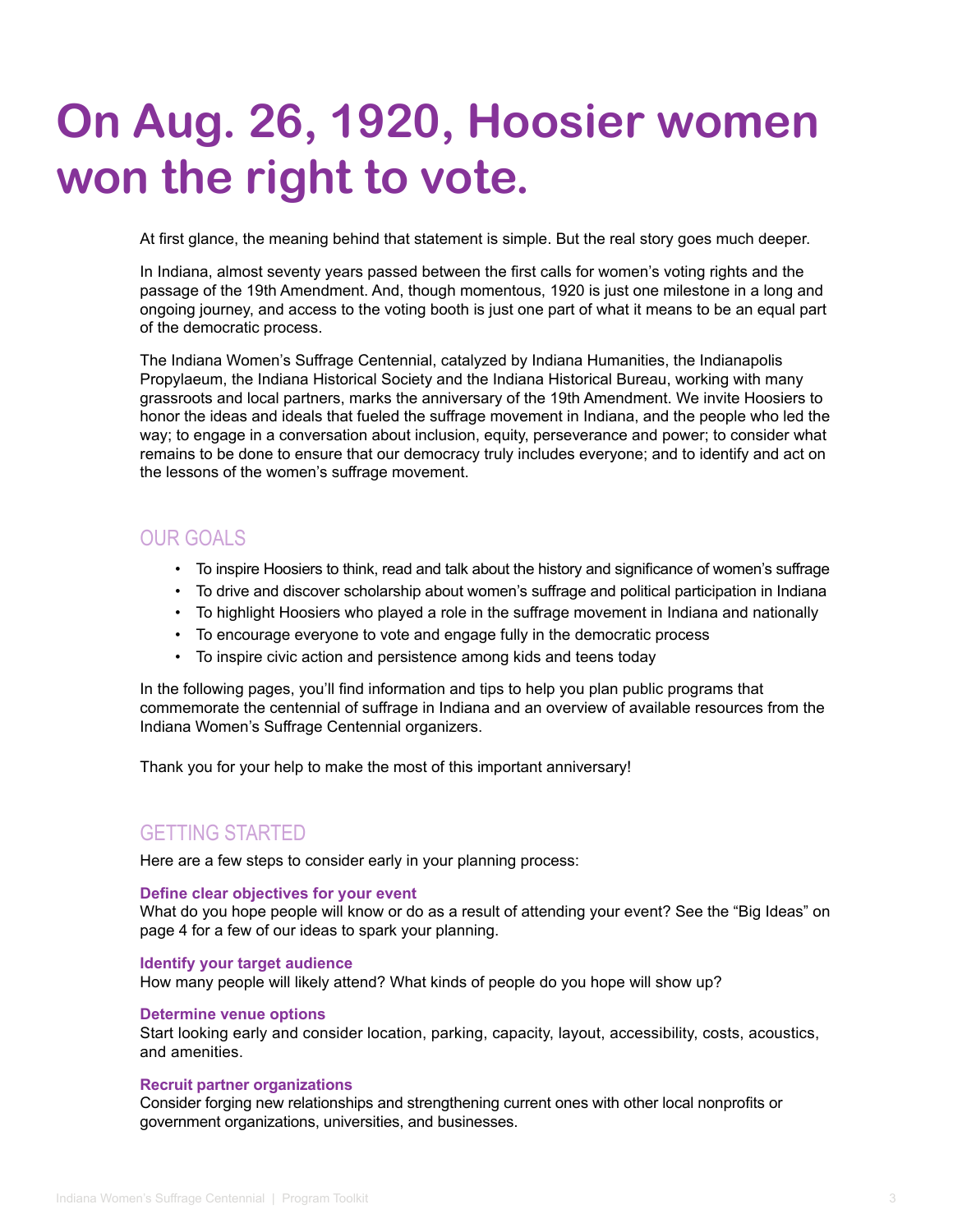# On Aug. 26, 1920, Hoosier women won the right to vote.

At first glance, the meaning behind that statement is simple. But the real story goes much deeper.

In Indiana, almost seventy years passed between the first calls for women's voting rights and the passage of the 19th Amendment. And, though momentous, 1920 is just one milestone in a long and ongoing journey, and access to the voting booth is just one part of what it means to be an equal part of the democratic process.

The Indiana Women's Suffrage Centennial, catalyzed by Indiana Humanities, the Indianapolis Propylaeum, the Indiana Historical Society and the Indiana Historical Bureau, working with many grassroots and local partners, marks the anniversary of the 19th Amendment. We invite Hoosiers to honor the ideas and ideals that fueled the suffrage movement in Indiana, and the people who led the way; to engage in a conversation about inclusion, equity, perseverance and power; to consider what remains to be done to ensure that our democracy truly includes everyone; and to identify and act on the lessons of the women's suffrage movement.

## OUR GOALS

- To inspire Hoosiers to think, read and talk about the history and significance of women's suffrage
- To drive and discover scholarship about women's suffrage and political participation in Indiana
- To highlight Hoosiers who played a role in the suffrage movement in Indiana and nationally
- To encourage everyone to vote and engage fully in the democratic process
- To inspire civic action and persistence among kids and teens today

In the following pages, you'll find information and tips to help you plan public programs that commemorate the centennial of suffrage in Indiana and an overview of available resources from the Indiana Women's Suffrage Centennial organizers.

Thank you for your help to make the most of this important anniversary!

## GETTING STARTED

Here are a few steps to consider early in your planning process:

**Define clear objectives for your event**
What do you hope people will know or do as a result of attending your event? See the "Big Ideas" on page 4 for a few of our ideas to spark your planning.

**Identify your target audience**
How many people will likely attend? What kinds of people do you hope will show up?

**Determine venue options**
Start looking early and consider location, parking, capacity, layout, accessibility, costs, acoustics, and amenities.

**Recruit partner organizations**
Consider forging new relationships and strengthening current ones with other local nonprofits or government organizations, universities, and businesses.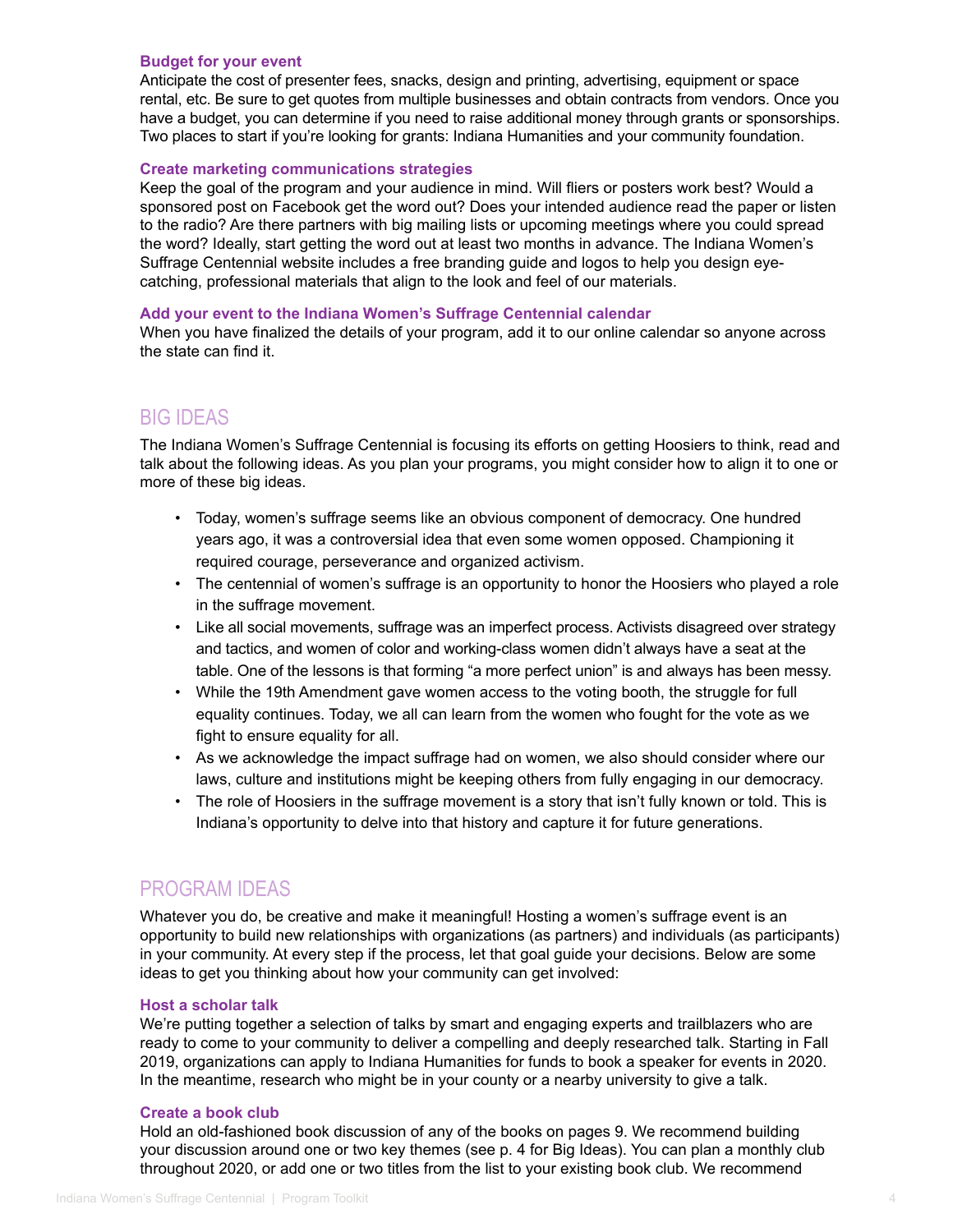**Budget for your event**

Anticipate the cost of presenter fees, snacks, design and printing, advertising, equipment or space rental, etc. Be sure to get quotes from multiple businesses and obtain contracts from vendors. Once you have a budget, you can determine if you need to raise additional money through grants or sponsorships. Two places to start if you're looking for grants: Indiana Humanities and your community foundation.

**Create marketing communications strategies**

Keep the goal of the program and your audience in mind. Will fliers or posters work best? Would a sponsored post on Facebook get the word out? Does your intended audience read the paper or listen to the radio? Are there partners with big mailing lists or upcoming meetings where you could spread the word? Ideally, start getting the word out at least two months in advance. The Indiana Women's Suffrage Centennial website includes a free branding guide and logos to help you design eye-catching, professional materials that align to the look and feel of our materials.

**Add your event to the Indiana Women's Suffrage Centennial calendar**

When you have finalized the details of your program, add it to our online calendar so anyone across the state can find it.

## BIG IDEAS

The Indiana Women's Suffrage Centennial is focusing its efforts on getting Hoosiers to think, read and talk about the following ideas. As you plan your programs, you might consider how to align it to one or more of these big ideas.

- Today, women's suffrage seems like an obvious component of democracy. One hundred years ago, it was a controversial idea that even some women opposed. Championing it required courage, perseverance and organized activism.
- The centennial of women's suffrage is an opportunity to honor the Hoosiers who played a role in the suffrage movement.
- Like all social movements, suffrage was an imperfect process. Activists disagreed over strategy and tactics, and women of color and working-class women didn't always have a seat at the table. One of the lessons is that forming "a more perfect union" is and always has been messy.
- While the 19th Amendment gave women access to the voting booth, the struggle for full equality continues. Today, we all can learn from the women who fought for the vote as we fight to ensure equality for all.
- As we acknowledge the impact suffrage had on women, we also should consider where our laws, culture and institutions might be keeping others from fully engaging in our democracy.
- The role of Hoosiers in the suffrage movement is a story that isn't fully known or told. This is Indiana's opportunity to delve into that history and capture it for future generations.

## PROGRAM IDEAS

Whatever you do, be creative and make it meaningful! Hosting a women's suffrage event is an opportunity to build new relationships with organizations (as partners) and individuals (as participants) in your community. At every step if the process, let that goal guide your decisions. Below are some ideas to get you thinking about how your community can get involved:

**Host a scholar talk**

We're putting together a selection of talks by smart and engaging experts and trailblazers who are ready to come to your community to deliver a compelling and deeply researched talk. Starting in Fall 2019, organizations can apply to Indiana Humanities for funds to book a speaker for events in 2020. In the meantime, research who might be in your county or a nearby university to give a talk.

**Create a book club**

Hold an old-fashioned book discussion of any of the books on pages 9. We recommend building your discussion around one or two key themes (see p. 4 for Big Ideas). You can plan a monthly club throughout 2020, or add one or two titles from the list to your existing book club. We recommend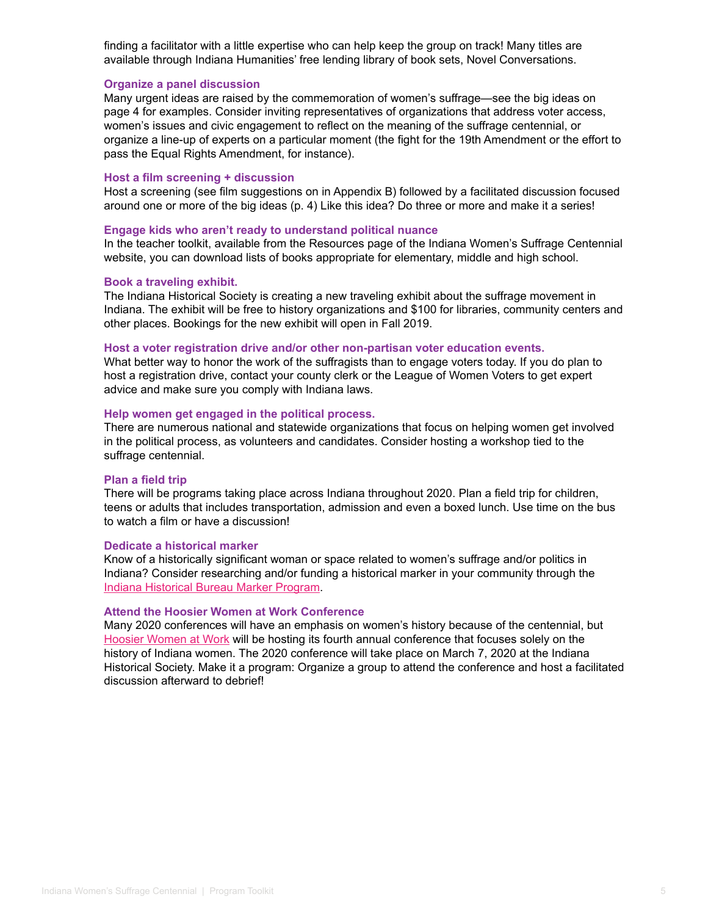finding a facilitator with a little expertise who can help keep the group on track! Many titles are available through Indiana Humanities' free lending library of book sets, Novel Conversations.

### Organize a panel discussion

Many urgent ideas are raised by the commemoration of women's suffrage—see the big ideas on page 4 for examples. Consider inviting representatives of organizations that address voter access, women's issues and civic engagement to reflect on the meaning of the suffrage centennial, or organize a line-up of experts on a particular moment (the fight for the 19th Amendment or the effort to pass the Equal Rights Amendment, for instance).

### Host a film screening + discussion

Host a screening (see film suggestions on in Appendix B) followed by a facilitated discussion focused around one or more of the big ideas (p. 4) Like this idea? Do three or more and make it a series!

### Engage kids who aren't ready to understand political nuance

In the teacher toolkit, available from the Resources page of the Indiana Women's Suffrage Centennial website, you can download lists of books appropriate for elementary, middle and high school.

### Book a traveling exhibit.

The Indiana Historical Society is creating a new traveling exhibit about the suffrage movement in Indiana. The exhibit will be free to history organizations and $100 for libraries, community centers and other places. Bookings for the new exhibit will open in Fall 2019.

### Host a voter registration drive and/or other non-partisan voter education events.

What better way to honor the work of the suffragists than to engage voters today. If you do plan to host a registration drive, contact your county clerk or the League of Women Voters to get expert advice and make sure you comply with Indiana laws.

### Help women get engaged in the political process.

There are numerous national and statewide organizations that focus on helping women get involved in the political process, as volunteers and candidates. Consider hosting a workshop tied to the suffrage centennial.

### Plan a field trip

There will be programs taking place across Indiana throughout 2020. Plan a field trip for children, teens or adults that includes transportation, admission and even a boxed lunch. Use time on the bus to watch a film or have a discussion!

### Dedicate a historical marker

Know of a historically significant woman or space related to women's suffrage and/or politics in Indiana? Consider researching and/or funding a historical marker in your community through the Indiana Historical Bureau Marker Program.

### Attend the Hoosier Women at Work Conference

Many 2020 conferences will have an emphasis on women's history because of the centennial, but Hoosier Women at Work will be hosting its fourth annual conference that focuses solely on the history of Indiana women. The 2020 conference will take place on March 7, 2020 at the Indiana Historical Society. Make it a program: Organize a group to attend the conference and host a facilitated discussion afterward to debrief!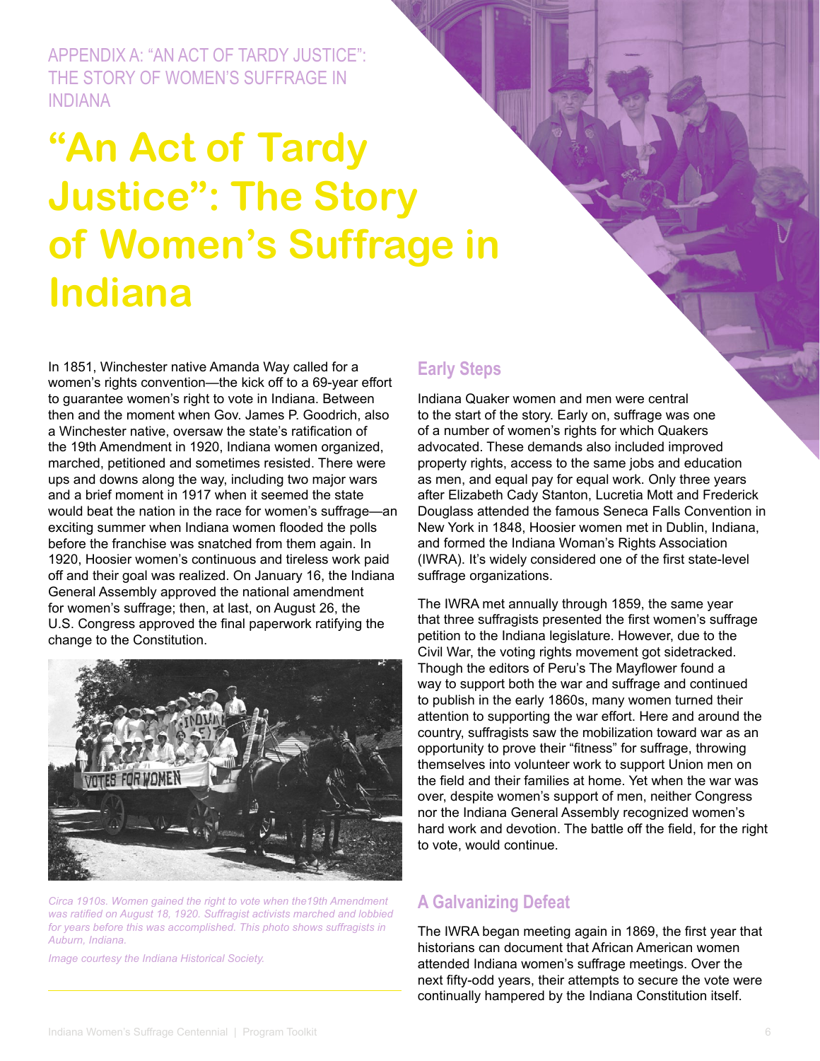APPENDIX A: "AN ACT OF TARDY JUSTICE": THE STORY OF WOMEN'S SUFFRAGE IN INDIANA

# "An Act of Tardy Justice": The Story of Women's Suffrage in Indiana

In 1851, Winchester native Amanda Way called for a women's rights convention—the kick off to a 69-year effort to guarantee women's right to vote in Indiana. Between then and the moment when Gov. James P. Goodrich, also a Winchester native, oversaw the state's ratification of the 19th Amendment in 1920, Indiana women organized, marched, petitioned and sometimes resisted. There were ups and downs along the way, including two major wars and a brief moment in 1917 when it seemed the state would beat the nation in the race for women's suffrage—an exciting summer when Indiana women flooded the polls before the franchise was snatched from them again. In 1920, Hoosier women's continuous and tireless work paid off and their goal was realized. On January 16, the Indiana General Assembly approved the national amendment for women's suffrage; then, at last, on August 26, the U.S. Congress approved the final paperwork ratifying the change to the Constitution.

*Circa 1910s. Women gained the right to vote when the19th Amendment was ratified on August 18, 1920. Suffragist activists marched and lobbied for years before this was accomplished. This photo shows suffragists in Auburn, Indiana.*

*Image courtesy the Indiana Historical Society.*

## Early Steps

Indiana Quaker women and men were central to the start of the story. Early on, suffrage was one of a number of women's rights for which Quakers advocated. These demands also included improved property rights, access to the same jobs and education as men, and equal pay for equal work. Only three years after Elizabeth Cady Stanton, Lucretia Mott and Frederick Douglass attended the famous Seneca Falls Convention in New York in 1848, Hoosier women met in Dublin, Indiana, and formed the Indiana Woman's Rights Association (IWRA). It's widely considered one of the first state-level suffrage organizations.

The IWRA met annually through 1859, the same year that three suffragists presented the first women's suffrage petition to the Indiana legislature. However, due to the Civil War, the voting rights movement got sidetracked. Though the editors of Peru's The Mayflower found a way to support both the war and suffrage and continued to publish in the early 1860s, many women turned their attention to supporting the war effort. Here and around the country, suffragists saw the mobilization toward war as an opportunity to prove their "fitness" for suffrage, throwing themselves into volunteer work to support Union men on the field and their families at home. Yet when the war was over, despite women's support of men, neither Congress nor the Indiana General Assembly recognized women's hard work and devotion. The battle off the field, for the right to vote, would continue.

## A Galvanizing Defeat

The IWRA began meeting again in 1869, the first year that historians can document that African American women attended Indiana women's suffrage meetings. Over the next fifty-odd years, their attempts to secure the vote were continually hampered by the Indiana Constitution itself.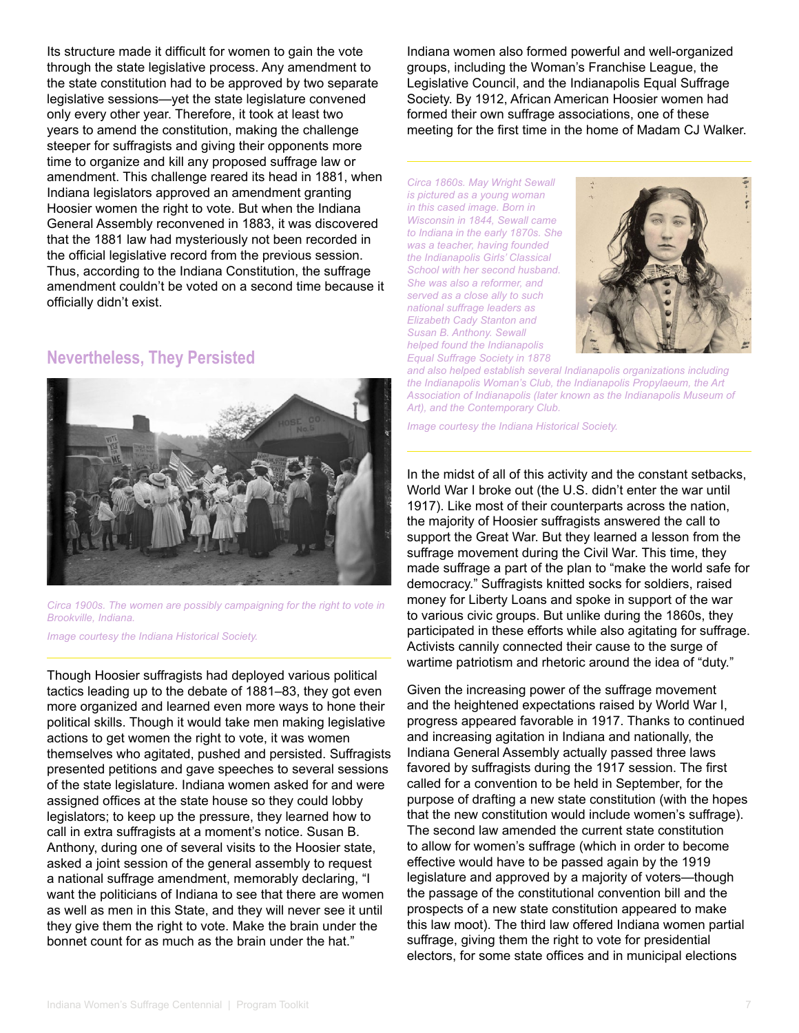Its structure made it difficult for women to gain the vote through the state legislative process. Any amendment to the state constitution had to be approved by two separate legislative sessions—yet the state legislature convened only every other year. Therefore, it took at least two years to amend the constitution, making the challenge steeper for suffragists and giving their opponents more time to organize and kill any proposed suffrage law or amendment. This challenge reared its head in 1881, when Indiana legislators approved an amendment granting Hoosier women the right to vote. But when the Indiana General Assembly reconvened in 1883, it was discovered that the 1881 law had mysteriously not been recorded in the official legislative record from the previous session. Thus, according to the Indiana Constitution, the suffrage amendment couldn't be voted on a second time because it officially didn't exist.

## Nevertheless, They Persisted

*Circa 1900s. The women are possibly campaigning for the right to vote in Brookville, Indiana.*

*Image courtesy the Indiana Historical Society.*

Though Hoosier suffragists had deployed various political tactics leading up to the debate of 1881–83, they got even more organized and learned even more ways to hone their political skills. Though it would take men making legislative actions to get women the right to vote, it was women themselves who agitated, pushed and persisted. Suffragists presented petitions and gave speeches to several sessions of the state legislature. Indiana women asked for and were assigned offices at the state house so they could lobby legislators; to keep up the pressure, they learned how to call in extra suffragists at a moment's notice. Susan B. Anthony, during one of several visits to the Hoosier state, asked a joint session of the general assembly to request a national suffrage amendment, memorably declaring, "I want the politicians of Indiana to see that there are women as well as men in this State, and they will never see it until they give them the right to vote. Make the brain under the bonnet count for as much as the brain under the hat."

Indiana women also formed powerful and well-organized groups, including the Woman's Franchise League, the Legislative Council, and the Indianapolis Equal Suffrage Society. By 1912, African American Hoosier women had formed their own suffrage associations, one of these meeting for the first time in the home of Madam CJ Walker.

*Circa 1860s. May Wright Sewall is pictured as a young woman in this cased image. Born in Wisconsin in 1844, Sewall came to Indiana in the early 1870s. She was a teacher, having founded the Indianapolis Girls' Classical School with her second husband. She was also a reformer, and served as a close ally to such national suffrage leaders as Elizabeth Cady Stanton and Susan B. Anthony. Sewall helped found the Indianapolis Equal Suffrage Society in 1878 and also helped establish several Indianapolis organizations including the Indianapolis Woman's Club, the Indianapolis Propylaeum, the Art Association of Indianapolis (later known as the Indianapolis Museum of Art), and the Contemporary Club.*

*Image courtesy the Indiana Historical Society.*

In the midst of all of this activity and the constant setbacks, World War I broke out (the U.S. didn't enter the war until 1917). Like most of their counterparts across the nation, the majority of Hoosier suffragists answered the call to support the Great War. But they learned a lesson from the suffrage movement during the Civil War. This time, they made suffrage a part of the plan to "make the world safe for democracy." Suffragists knitted socks for soldiers, raised money for Liberty Loans and spoke in support of the war to various civic groups. But unlike during the 1860s, they participated in these efforts while also agitating for suffrage. Activists cannily connected their cause to the surge of wartime patriotism and rhetoric around the idea of "duty."

Given the increasing power of the suffrage movement and the heightened expectations raised by World War I, progress appeared favorable in 1917. Thanks to continued and increasing agitation in Indiana and nationally, the Indiana General Assembly actually passed three laws favored by suffragists during the 1917 session. The first called for a convention to be held in September, for the purpose of drafting a new state constitution (with the hopes that the new constitution would include women's suffrage). The second law amended the current state constitution to allow for women's suffrage (which in order to become effective would have to be passed again by the 1919 legislature and approved by a majority of voters—though the passage of the constitutional convention bill and the prospects of a new state constitution appeared to make this law moot). The third law offered Indiana women partial suffrage, giving them the right to vote for presidential electors, for some state offices and in municipal elections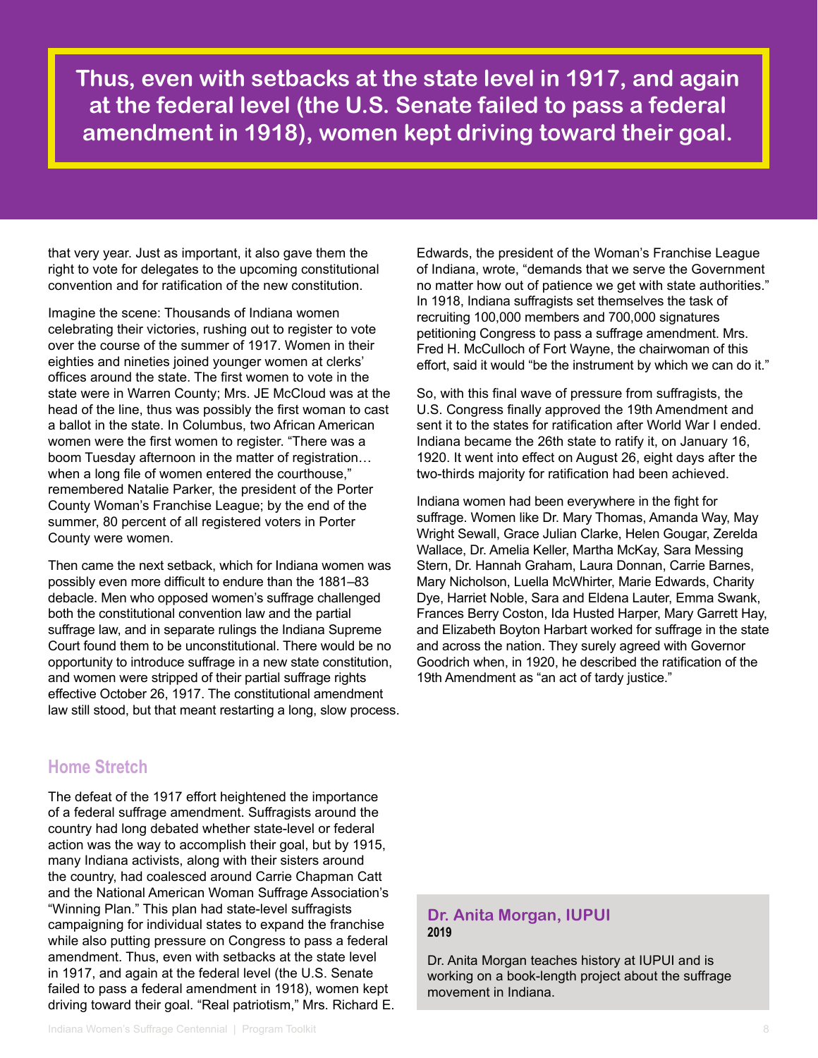> **Thus, even with setbacks at the state level in 1917, and again at the federal level (the U.S. Senate failed to pass a federal amendment in 1918), women kept driving toward their goal.**

that very year. Just as important, it also gave them the right to vote for delegates to the upcoming constitutional convention and for ratification of the new constitution.

Imagine the scene: Thousands of Indiana women celebrating their victories, rushing out to register to vote over the course of the summer of 1917. Women in their eighties and nineties joined younger women at clerks' offices around the state. The first women to vote in the state were in Warren County; Mrs. JE McCloud was at the head of the line, thus was possibly the first woman to cast a ballot in the state. In Columbus, two African American women were the first women to register. "There was a boom Tuesday afternoon in the matter of registration… when a long file of women entered the courthouse," remembered Natalie Parker, the president of the Porter County Woman's Franchise League; by the end of the summer, 80 percent of all registered voters in Porter County were women.

Then came the next setback, which for Indiana women was possibly even more difficult to endure than the 1881–83 debacle. Men who opposed women's suffrage challenged both the constitutional convention law and the partial suffrage law, and in separate rulings the Indiana Supreme Court found them to be unconstitutional. There would be no opportunity to introduce suffrage in a new state constitution, and women were stripped of their partial suffrage rights effective October 26, 1917. The constitutional amendment law still stood, but that meant restarting a long, slow process.

## Home Stretch

The defeat of the 1917 effort heightened the importance of a federal suffrage amendment. Suffragists around the country had long debated whether state-level or federal action was the way to accomplish their goal, but by 1915, many Indiana activists, along with their sisters around the country, had coalesced around Carrie Chapman Catt and the National American Woman Suffrage Association's "Winning Plan." This plan had state-level suffragists campaigning for individual states to expand the franchise while also putting pressure on Congress to pass a federal amendment. Thus, even with setbacks at the state level in 1917, and again at the federal level (the U.S. Senate failed to pass a federal amendment in 1918), women kept driving toward their goal. "Real patriotism," Mrs. Richard E. Edwards, the president of the Woman's Franchise League of Indiana, wrote, "demands that we serve the Government no matter how out of patience we get with state authorities." In 1918, Indiana suffragists set themselves the task of recruiting 100,000 members and 700,000 signatures petitioning Congress to pass a suffrage amendment. Mrs. Fred H. McCulloch of Fort Wayne, the chairwoman of this effort, said it would "be the instrument by which we can do it."

So, with this final wave of pressure from suffragists, the U.S. Congress finally approved the 19th Amendment and sent it to the states for ratification after World War I ended. Indiana became the 26th state to ratify it, on January 16, 1920. It went into effect on August 26, eight days after the two-thirds majority for ratification had been achieved.

Indiana women had been everywhere in the fight for suffrage. Women like Dr. Mary Thomas, Amanda Way, May Wright Sewall, Grace Julian Clarke, Helen Gougar, Zerelda Wallace, Dr. Amelia Keller, Martha McKay, Sara Messing Stern, Dr. Hannah Graham, Laura Donnan, Carrie Barnes, Mary Nicholson, Luella McWhirter, Marie Edwards, Charity Dye, Harriet Noble, Sara and Eldena Lauter, Emma Swank, Frances Berry Coston, Ida Husted Harper, Mary Garrett Hay, and Elizabeth Boyton Harbart worked for suffrage in the state and across the nation. They surely agreed with Governor Goodrich when, in 1920, he described the ratification of the 19th Amendment as "an act of tardy justice."

**Dr. Anita Morgan, IUPUI**
**2019**

Dr. Anita Morgan teaches history at IUPUI and is working on a book-length project about the suffrage movement in Indiana.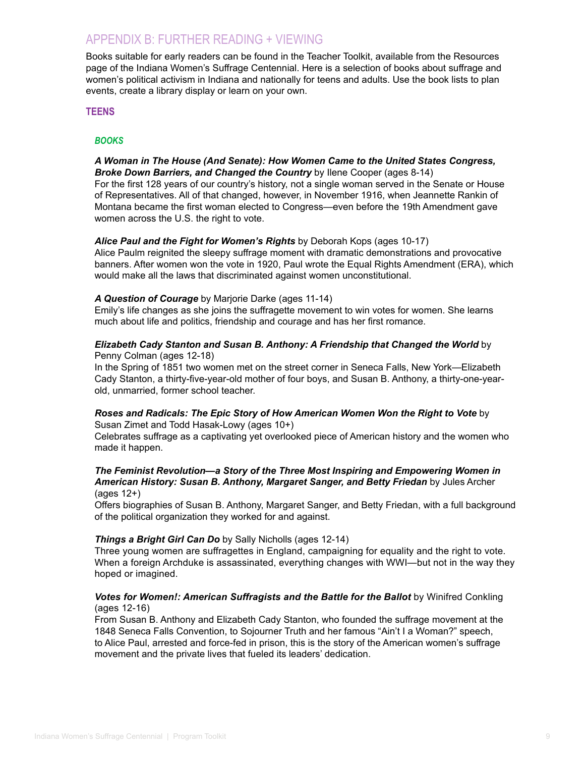## APPENDIX B: FURTHER READING + VIEWING

Books suitable for early readers can be found in the Teacher Toolkit, available from the Resources page of the Indiana Women's Suffrage Centennial. Here is a selection of books about suffrage and women's political activism in Indiana and nationally for teens and adults. Use the book lists to plan events, create a library display or learn on your own.

### TEENS

#### *BOOKS*

***A Woman in The House (And Senate): How Women Came to the United States Congress, Broke Down Barriers, and Changed the Country*** by Ilene Cooper (ages 8-14)
For the first 128 years of our country's history, not a single woman served in the Senate or House of Representatives. All of that changed, however, in November 1916, when Jeannette Rankin of Montana became the first woman elected to Congress—even before the 19th Amendment gave women across the U.S. the right to vote.

***Alice Paul and the Fight for Women's Rights*** by Deborah Kops (ages 10-17)
Alice Paulm reignited the sleepy suffrage moment with dramatic demonstrations and provocative banners. After women won the vote in 1920, Paul wrote the Equal Rights Amendment (ERA), which would make all the laws that discriminated against women unconstitutional.

***A Question of Courage*** by Marjorie Darke (ages 11-14)
Emily's life changes as she joins the suffragette movement to win votes for women. She learns much about life and politics, friendship and courage and has her first romance.

***Elizabeth Cady Stanton and Susan B. Anthony: A Friendship that Changed the World*** by Penny Colman (ages 12-18)
In the Spring of 1851 two women met on the street corner in Seneca Falls, New York—Elizabeth Cady Stanton, a thirty-five-year-old mother of four boys, and Susan B. Anthony, a thirty-one-year-old, unmarried, former school teacher.

***Roses and Radicals: The Epic Story of How American Women Won the Right to Vote*** by Susan Zimet and Todd Hasak-Lowy (ages 10+)
Celebrates suffrage as a captivating yet overlooked piece of American history and the women who made it happen.

***The Feminist Revolution—a Story of the Three Most Inspiring and Empowering Women in American History: Susan B. Anthony, Margaret Sanger, and Betty Friedan*** by Jules Archer (ages 12+)
Offers biographies of Susan B. Anthony, Margaret Sanger, and Betty Friedan, with a full background of the political organization they worked for and against.

***Things a Bright Girl Can Do*** by Sally Nicholls (ages 12-14)
Three young women are suffragettes in England, campaigning for equality and the right to vote. When a foreign Archduke is assassinated, everything changes with WWI—but not in the way they hoped or imagined.

***Votes for Women!: American Suffragists and the Battle for the Ballot*** by Winifred Conkling (ages 12-16)
From Susan B. Anthony and Elizabeth Cady Stanton, who founded the suffrage movement at the 1848 Seneca Falls Convention, to Sojourner Truth and her famous "Ain't I a Woman?" speech, to Alice Paul, arrested and force-fed in prison, this is the story of the American women's suffrage movement and the private lives that fueled its leaders' dedication.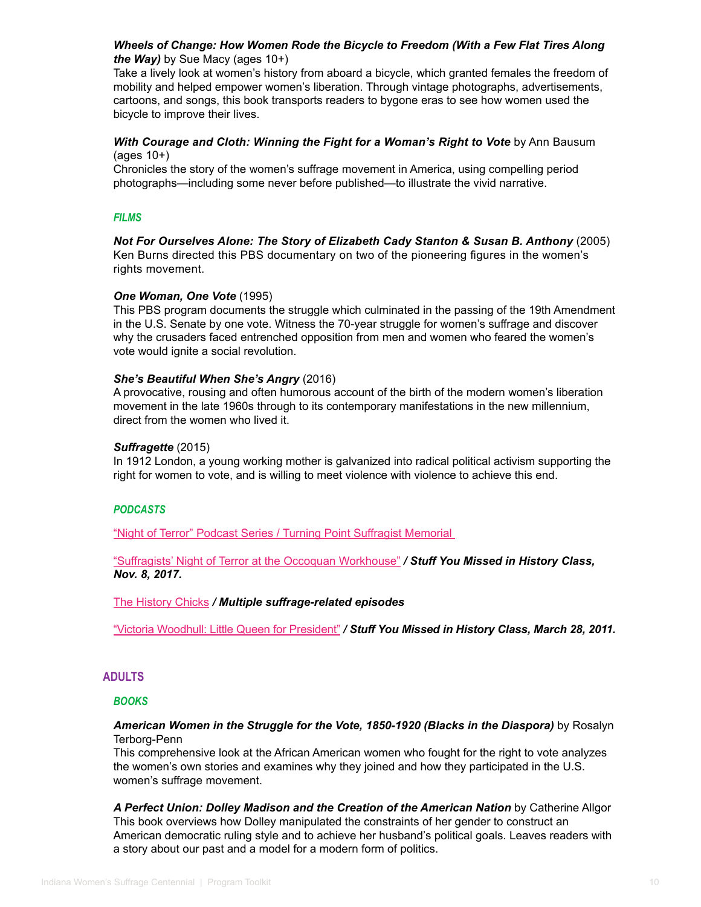***Wheels of Change: How Women Rode the Bicycle to Freedom (With a Few Flat Tires Along the Way)*** by Sue Macy (ages 10+)
Take a lively look at women's history from aboard a bicycle, which granted females the freedom of mobility and helped empower women's liberation. Through vintage photographs, advertisements, cartoons, and songs, this book transports readers to bygone eras to see how women used the bicycle to improve their lives.

***With Courage and Cloth: Winning the Fight for a Woman's Right to Vote*** by Ann Bausum (ages 10+)
Chronicles the story of the women's suffrage movement in America, using compelling period photographs—including some never before published—to illustrate the vivid narrative.

#### *FILMS*

***Not For Ourselves Alone: The Story of Elizabeth Cady Stanton & Susan B. Anthony*** (2005)
Ken Burns directed this PBS documentary on two of the pioneering figures in the women's rights movement.

***One Woman, One Vote*** (1995)
This PBS program documents the struggle which culminated in the passing of the 19th Amendment in the U.S. Senate by one vote. Witness the 70-year struggle for women's suffrage and discover why the crusaders faced entrenched opposition from men and women who feared the women's vote would ignite a social revolution.

***She's Beautiful When She's Angry*** (2016)
A provocative, rousing and often humorous account of the birth of the modern women's liberation movement in the late 1960s through to its contemporary manifestations in the new millennium, direct from the women who lived it.

***Suffragette*** (2015)
In 1912 London, a young working mother is galvanized into radical political activism supporting the right for women to vote, and is willing to meet violence with violence to achieve this end.

#### *PODCASTS*

"Night of Terror" Podcast Series / Turning Point Suffragist Memorial

"Suffragists' Night of Terror at the Occoquan Workhouse" ***/ Stuff You Missed in History Class, Nov. 8, 2017.***

The History Chicks ***/ Multiple suffrage-related episodes***

"Victoria Woodhull: Little Queen for President" ***/ Stuff You Missed in History Class, March 28, 2011.***

### ADULTS

#### *BOOKS*

***American Women in the Struggle for the Vote, 1850-1920 (Blacks in the Diaspora)*** by Rosalyn Terborg-Penn
This comprehensive look at the African American women who fought for the right to vote analyzes the women's own stories and examines why they joined and how they participated in the U.S. women's suffrage movement.

***A Perfect Union: Dolley Madison and the Creation of the American Nation*** by Catherine Allgor
This book overviews how Dolley manipulated the constraints of her gender to construct an American democratic ruling style and to achieve her husband's political goals. Leaves readers with a story about our past and a model for a modern form of politics.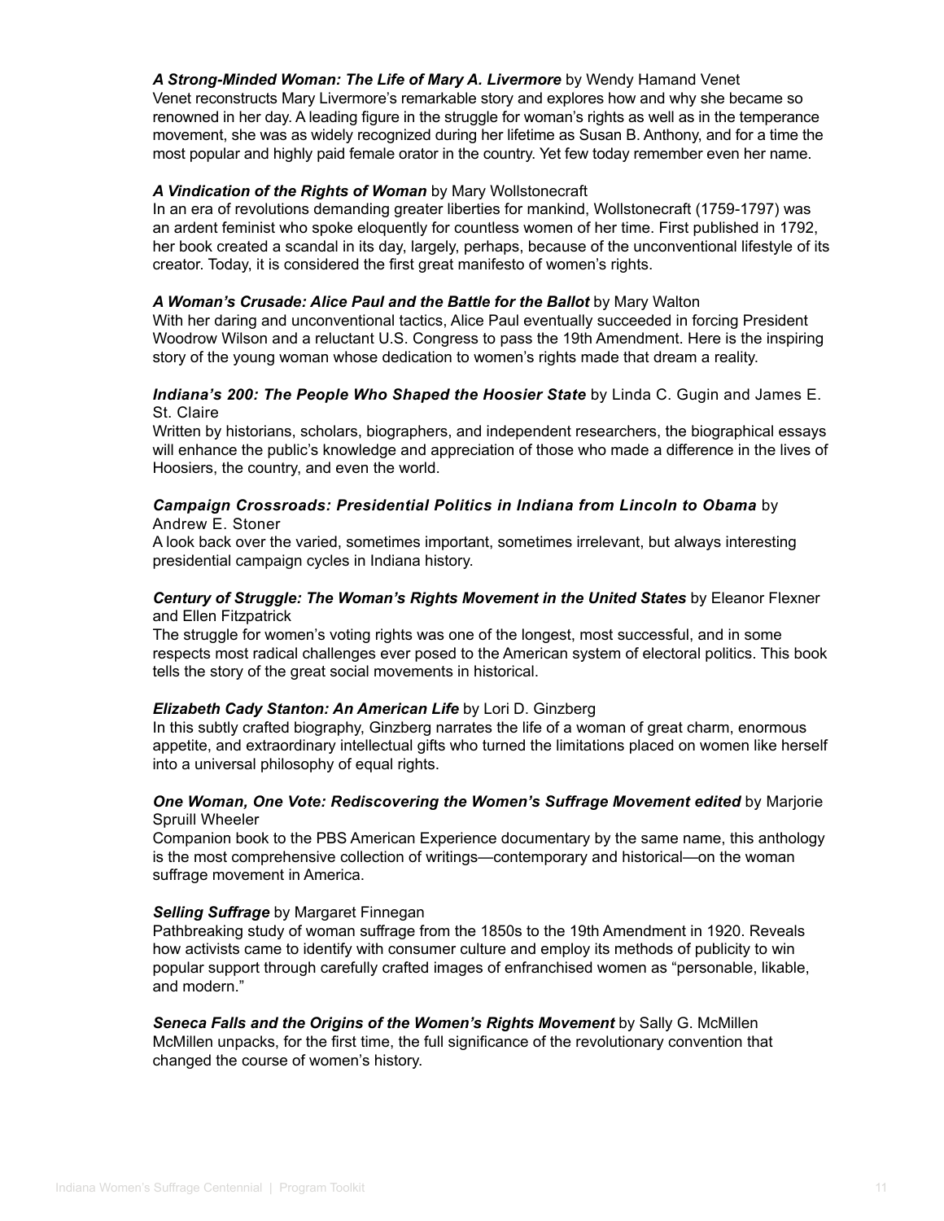***A Strong-Minded Woman: The Life of Mary A. Livermore*** by Wendy Hamand Venet
Venet reconstructs Mary Livermore's remarkable story and explores how and why she became so renowned in her day. A leading figure in the struggle for woman's rights as well as in the temperance movement, she was as widely recognized during her lifetime as Susan B. Anthony, and for a time the most popular and highly paid female orator in the country. Yet few today remember even her name.

***A Vindication of the Rights of Woman*** by Mary Wollstonecraft
In an era of revolutions demanding greater liberties for mankind, Wollstonecraft (1759-1797) was an ardent feminist who spoke eloquently for countless women of her time. First published in 1792, her book created a scandal in its day, largely, perhaps, because of the unconventional lifestyle of its creator. Today, it is considered the first great manifesto of women's rights.

***A Woman's Crusade: Alice Paul and the Battle for the Ballot*** by Mary Walton
With her daring and unconventional tactics, Alice Paul eventually succeeded in forcing President Woodrow Wilson and a reluctant U.S. Congress to pass the 19th Amendment. Here is the inspiring story of the young woman whose dedication to women's rights made that dream a reality.

***Indiana's 200: The People Who Shaped the Hoosier State*** by Linda C. Gugin and James E. St. Claire
Written by historians, scholars, biographers, and independent researchers, the biographical essays will enhance the public's knowledge and appreciation of those who made a difference in the lives of Hoosiers, the country, and even the world.

***Campaign Crossroads: Presidential Politics in Indiana from Lincoln to Obama*** by Andrew E. Stoner
A look back over the varied, sometimes important, sometimes irrelevant, but always interesting presidential campaign cycles in Indiana history.

***Century of Struggle: The Woman's Rights Movement in the United States*** by Eleanor Flexner and Ellen Fitzpatrick
The struggle for women's voting rights was one of the longest, most successful, and in some respects most radical challenges ever posed to the American system of electoral politics. This book tells the story of the great social movements in historical.

***Elizabeth Cady Stanton: An American Life*** by Lori D. Ginzberg
In this subtly crafted biography, Ginzberg narrates the life of a woman of great charm, enormous appetite, and extraordinary intellectual gifts who turned the limitations placed on women like herself into a universal philosophy of equal rights.

***One Woman, One Vote: Rediscovering the Women's Suffrage Movement edited*** by Marjorie Spruill Wheeler
Companion book to the PBS American Experience documentary by the same name, this anthology is the most comprehensive collection of writings—contemporary and historical—on the woman suffrage movement in America.

***Selling Suffrage*** by Margaret Finnegan
Pathbreaking study of woman suffrage from the 1850s to the 19th Amendment in 1920. Reveals how activists came to identify with consumer culture and employ its methods of publicity to win popular support through carefully crafted images of enfranchised women as "personable, likable, and modern."

***Seneca Falls and the Origins of the Women's Rights Movement*** by Sally G. McMillen
McMillen unpacks, for the first time, the full significance of the revolutionary convention that changed the course of women's history.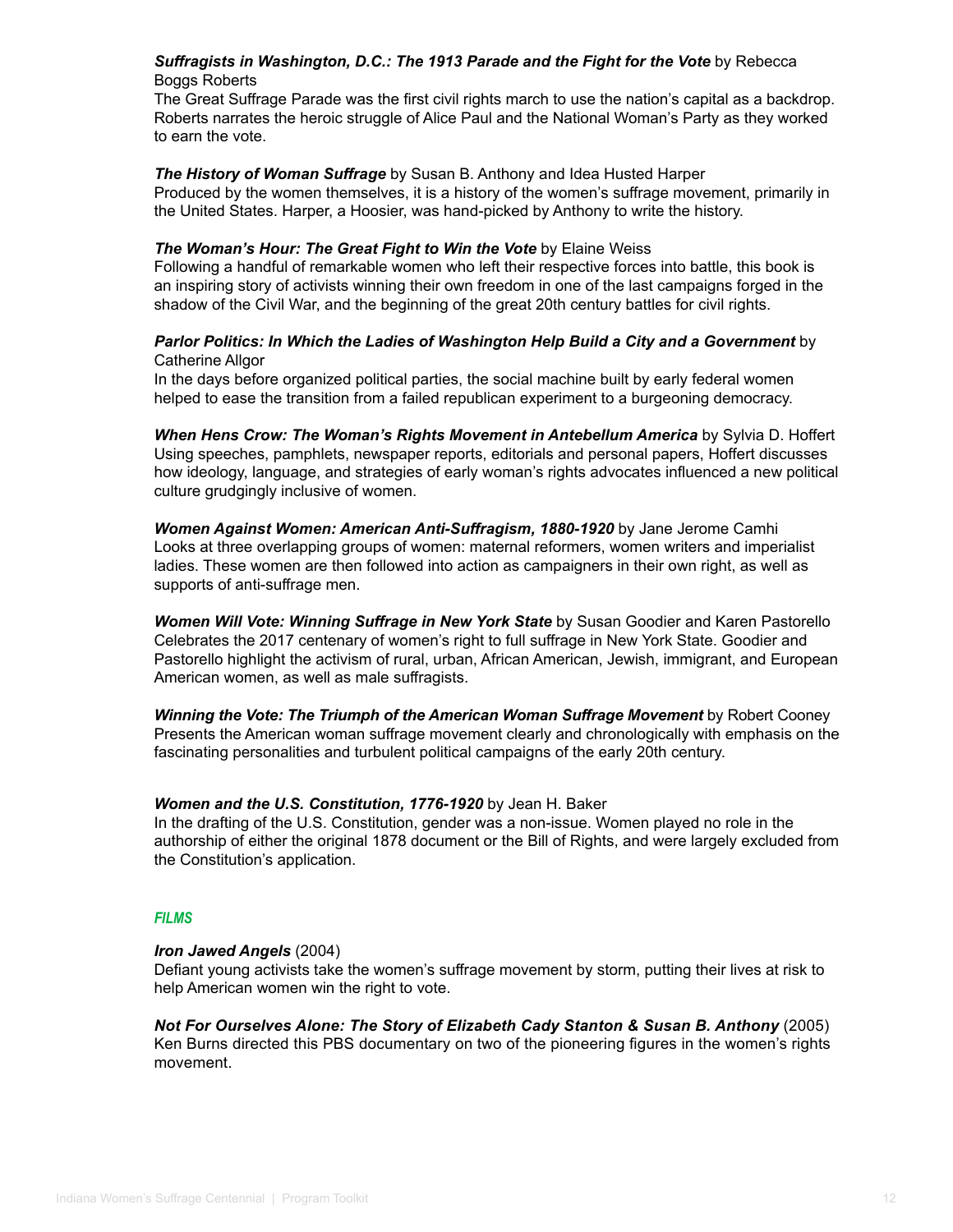***Suffragists in Washington, D.C.: The 1913 Parade and the Fight for the Vote*** by Rebecca Boggs Roberts
The Great Suffrage Parade was the first civil rights march to use the nation's capital as a backdrop. Roberts narrates the heroic struggle of Alice Paul and the National Woman's Party as they worked to earn the vote.

***The History of Woman Suffrage*** by Susan B. Anthony and Idea Husted Harper
Produced by the women themselves, it is a history of the women's suffrage movement, primarily in the United States. Harper, a Hoosier, was hand-picked by Anthony to write the history.

***The Woman's Hour: The Great Fight to Win the Vote*** by Elaine Weiss
Following a handful of remarkable women who left their respective forces into battle, this book is an inspiring story of activists winning their own freedom in one of the last campaigns forged in the shadow of the Civil War, and the beginning of the great 20th century battles for civil rights.

***Parlor Politics: In Which the Ladies of Washington Help Build a City and a Government*** by Catherine Allgor
In the days before organized political parties, the social machine built by early federal women helped to ease the transition from a failed republican experiment to a burgeoning democracy.

***When Hens Crow: The Woman's Rights Movement in Antebellum America*** by Sylvia D. Hoffert
Using speeches, pamphlets, newspaper reports, editorials and personal papers, Hoffert discusses how ideology, language, and strategies of early woman's rights advocates influenced a new political culture grudgingly inclusive of women.

***Women Against Women: American Anti-Suffragism, 1880-1920*** by Jane Jerome Camhi
Looks at three overlapping groups of women: maternal reformers, women writers and imperialist ladies. These women are then followed into action as campaigners in their own right, as well as supports of anti-suffrage men.

***Women Will Vote: Winning Suffrage in New York State*** by Susan Goodier and Karen Pastorello
Celebrates the 2017 centenary of women's right to full suffrage in New York State. Goodier and Pastorello highlight the activism of rural, urban, African American, Jewish, immigrant, and European American women, as well as male suffragists.

***Winning the Vote: The Triumph of the American Woman Suffrage Movement*** by Robert Cooney
Presents the American woman suffrage movement clearly and chronologically with emphasis on the fascinating personalities and turbulent political campaigns of the early 20th century.

***Women and the U.S. Constitution, 1776-1920*** by Jean H. Baker
In the drafting of the U.S. Constitution, gender was a non-issue. Women played no role in the authorship of either the original 1878 document or the Bill of Rights, and were largely excluded from the Constitution's application.

### *FILMS*

***Iron Jawed Angels*** (2004)
Defiant young activists take the women's suffrage movement by storm, putting their lives at risk to help American women win the right to vote.

***Not For Ourselves Alone: The Story of Elizabeth Cady Stanton & Susan B. Anthony*** (2005)
Ken Burns directed this PBS documentary on two of the pioneering figures in the women's rights movement.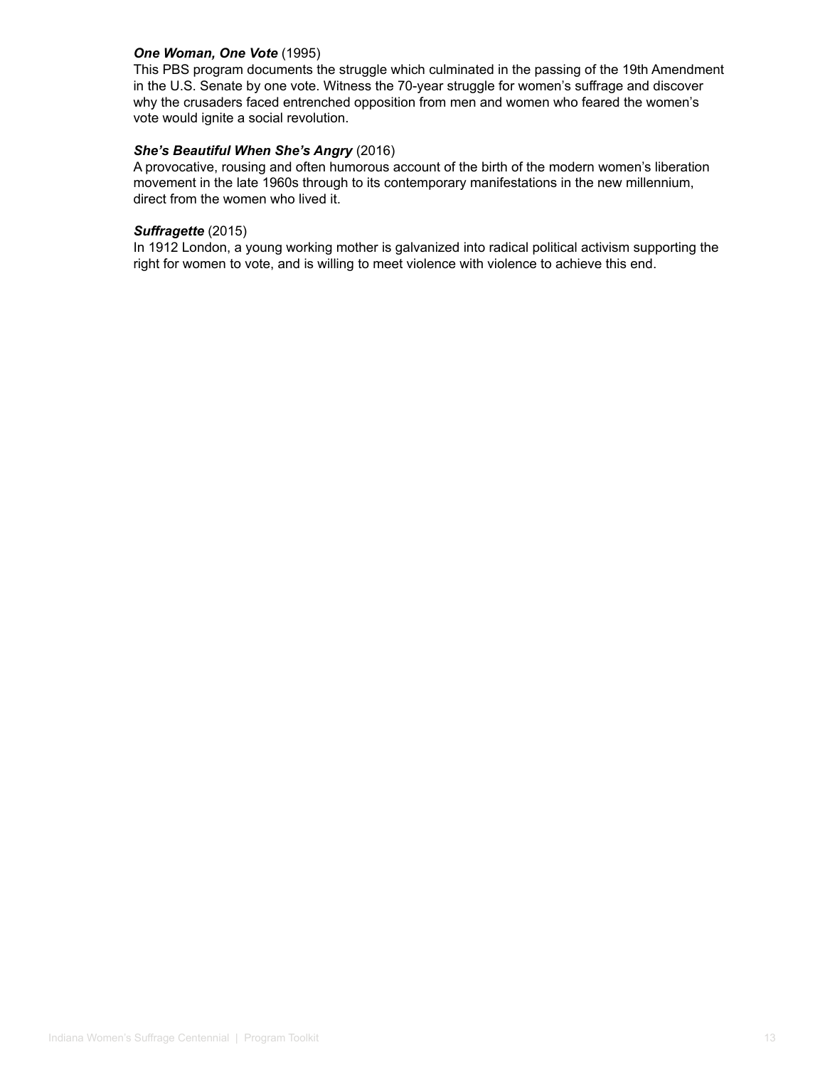***One Woman, One Vote*** (1995)
This PBS program documents the struggle which culminated in the passing of the 19th Amendment in the U.S. Senate by one vote. Witness the 70-year struggle for women's suffrage and discover why the crusaders faced entrenched opposition from men and women who feared the women's vote would ignite a social revolution.

***She's Beautiful When She's Angry*** (2016)
A provocative, rousing and often humorous account of the birth of the modern women's liberation movement in the late 1960s through to its contemporary manifestations in the new millennium, direct from the women who lived it.

***Suffragette*** (2015)
In 1912 London, a young working mother is galvanized into radical political activism supporting the right for women to vote, and is willing to meet violence with violence to achieve this end.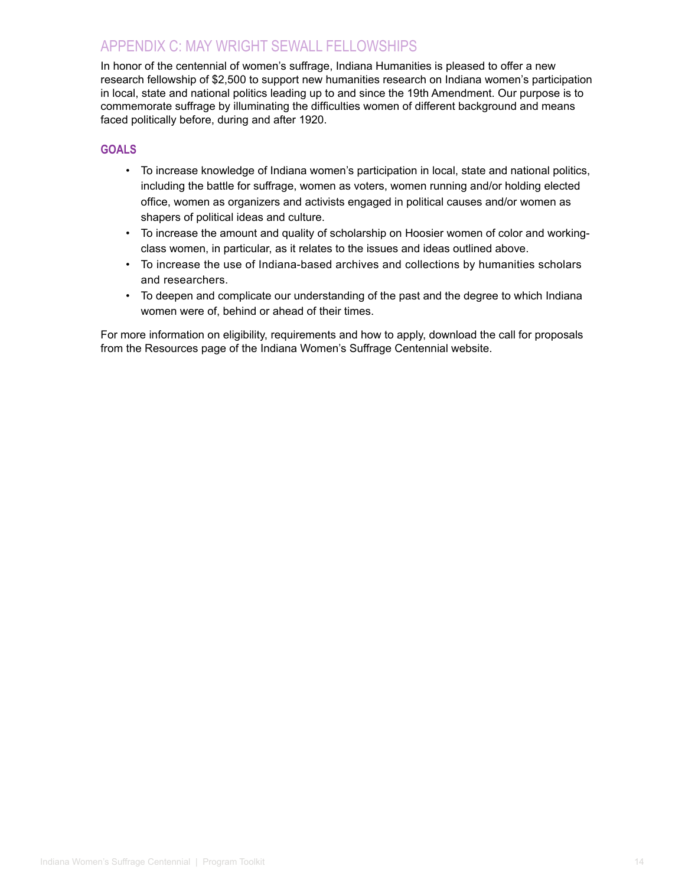## APPENDIX C: MAY WRIGHT SEWALL FELLOWSHIPS

In honor of the centennial of women's suffrage, Indiana Humanities is pleased to offer a new research fellowship of $2,500 to support new humanities research on Indiana women's participation in local, state and national politics leading up to and since the 19th Amendment. Our purpose is to commemorate suffrage by illuminating the difficulties women of different background and means faced politically before, during and after 1920.

### GOALS

- To increase knowledge of Indiana women's participation in local, state and national politics, including the battle for suffrage, women as voters, women running and/or holding elected office, women as organizers and activists engaged in political causes and/or women as shapers of political ideas and culture.
- To increase the amount and quality of scholarship on Hoosier women of color and working-class women, in particular, as it relates to the issues and ideas outlined above.
- To increase the use of Indiana-based archives and collections by humanities scholars and researchers.
- To deepen and complicate our understanding of the past and the degree to which Indiana women were of, behind or ahead of their times.

For more information on eligibility, requirements and how to apply, download the call for proposals from the Resources page of the Indiana Women's Suffrage Centennial website.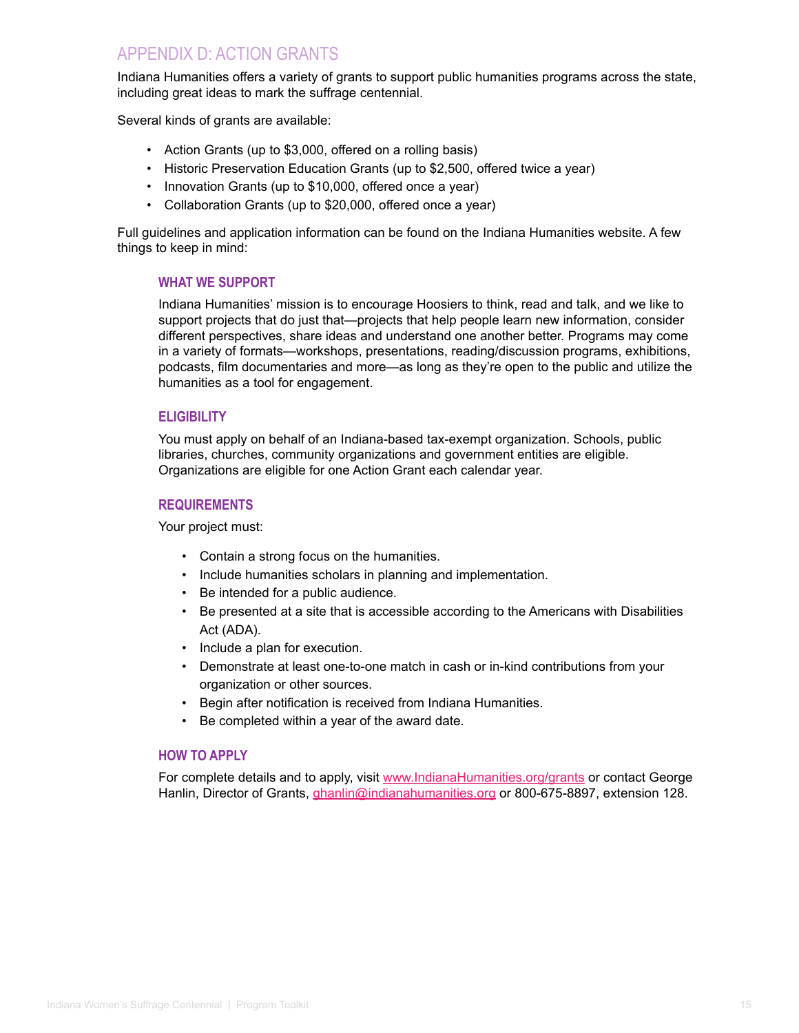## APPENDIX D: ACTION GRANTS

Indiana Humanities offers a variety of grants to support public humanities programs across the state, including great ideas to mark the suffrage centennial.

Several kinds of grants are available:

- Action Grants (up to $3,000, offered on a rolling basis)
- Historic Preservation Education Grants (up to $2,500, offered twice a year)
- Innovation Grants (up to $10,000, offered once a year)
- Collaboration Grants (up to $20,000, offered once a year)

Full guidelines and application information can be found on the Indiana Humanities website. A few things to keep in mind:

### WHAT WE SUPPORT

Indiana Humanities' mission is to encourage Hoosiers to think, read and talk, and we like to support projects that do just that—projects that help people learn new information, consider different perspectives, share ideas and understand one another better. Programs may come in a variety of formats—workshops, presentations, reading/discussion programs, exhibitions, podcasts, film documentaries and more—as long as they're open to the public and utilize the humanities as a tool for engagement.

### ELIGIBILITY

You must apply on behalf of an Indiana-based tax-exempt organization. Schools, public libraries, churches, community organizations and government entities are eligible. Organizations are eligible for one Action Grant each calendar year.

### REQUIREMENTS

Your project must:

- Contain a strong focus on the humanities.
- Include humanities scholars in planning and implementation.
- Be intended for a public audience.
- Be presented at a site that is accessible according to the Americans with Disabilities Act (ADA).
- Include a plan for execution.
- Demonstrate at least one-to-one match in cash or in-kind contributions from your organization or other sources.
- Begin after notification is received from Indiana Humanities.
- Be completed within a year of the award date.

### HOW TO APPLY

For complete details and to apply, visit www.IndianaHumanities.org/grants or contact George Hanlin, Director of Grants, ghanlin@indianahumanities.org or 800-675-8897, extension 128.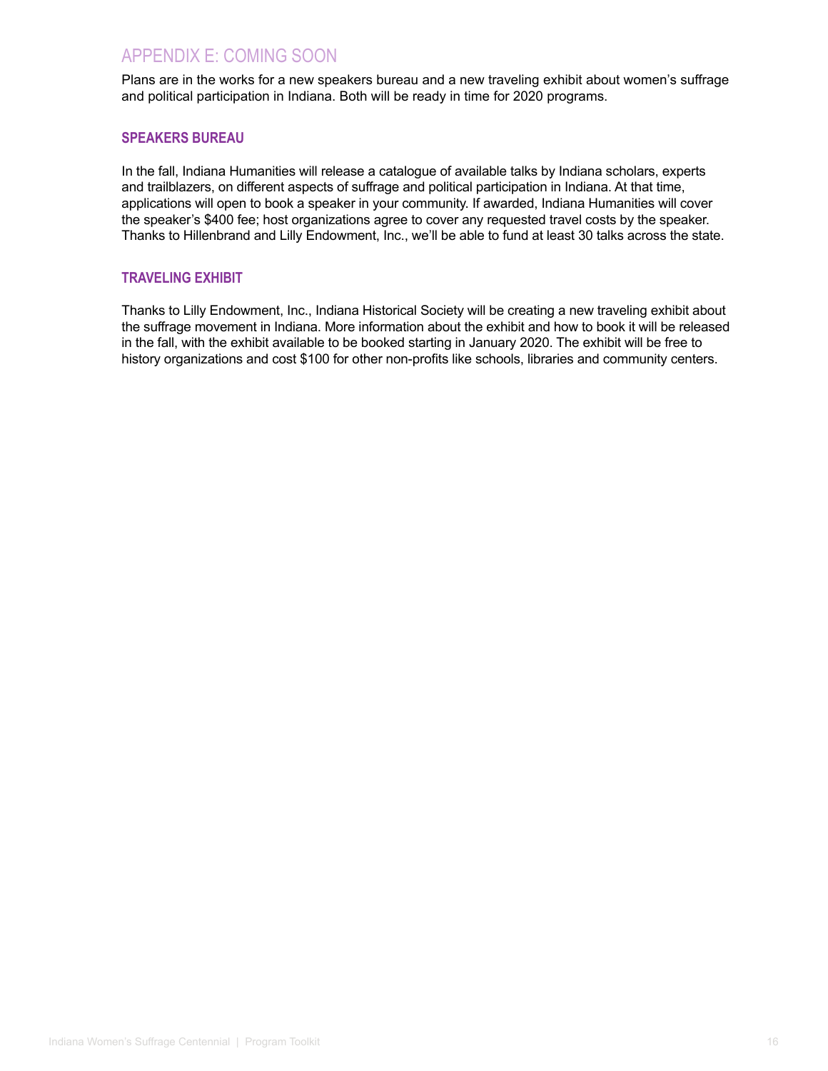# APPENDIX E: COMING SOON

Plans are in the works for a new speakers bureau and a new traveling exhibit about women's suffrage and political participation in Indiana. Both will be ready in time for 2020 programs.

## SPEAKERS BUREAU

In the fall, Indiana Humanities will release a catalogue of available talks by Indiana scholars, experts and trailblazers, on different aspects of suffrage and political participation in Indiana. At that time, applications will open to book a speaker in your community. If awarded, Indiana Humanities will cover the speaker's $400 fee; host organizations agree to cover any requested travel costs by the speaker. Thanks to Hillenbrand and Lilly Endowment, Inc., we'll be able to fund at least 30 talks across the state.

## TRAVELING EXHIBIT

Thanks to Lilly Endowment, Inc., Indiana Historical Society will be creating a new traveling exhibit about the suffrage movement in Indiana. More information about the exhibit and how to book it will be released in the fall, with the exhibit available to be booked starting in January 2020. The exhibit will be free to history organizations and cost $100 for other non-profits like schools, libraries and community centers.